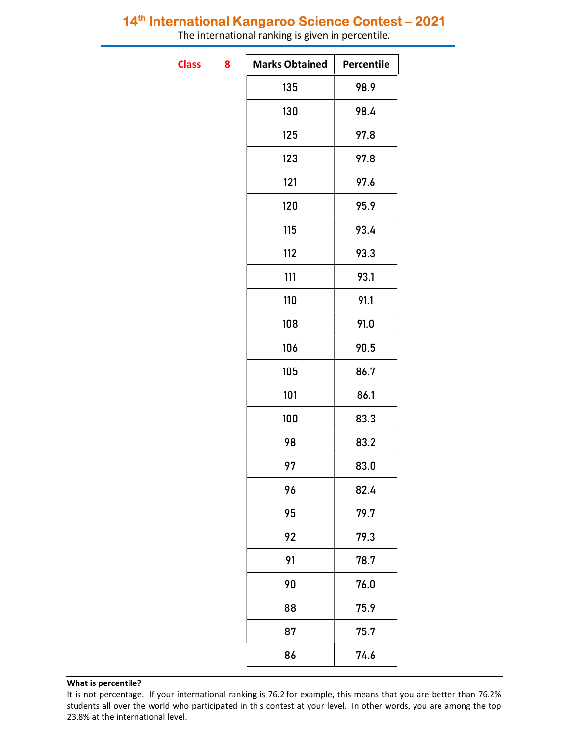# 14th International Kangaroo Science Contest – 2021

The international ranking is given in percentile.

**Class 8**

| Marks Obtained | Percentile |
|---|---|
| 135 | 98.9 |
| 130 | 98.4 |
| 125 | 97.8 |
| 123 | 97.8 |
| 121 | 97.6 |
| 120 | 95.9 |
| 115 | 93.4 |
| 112 | 93.3 |
| 111 | 93.1 |
| 110 | 91.1 |
| 108 | 91.0 |
| 106 | 90.5 |
| 105 | 86.7 |
| 101 | 86.1 |
| 100 | 83.3 |
| 98 | 83.2 |
| 97 | 83.0 |
| 96 | 82.4 |
| 95 | 79.7 |
| 92 | 79.3 |
| 91 | 78.7 |
| 90 | 76.0 |
| 88 | 75.9 |
| 87 | 75.7 |
| 86 | 74.6 |

**What is percentile?**

It is not percentage. If your international ranking is 76.2 for example, this means that you are better than 76.2% students all over the world who participated in this contest at your level. In other words, you are among the top 23.8% at the international level.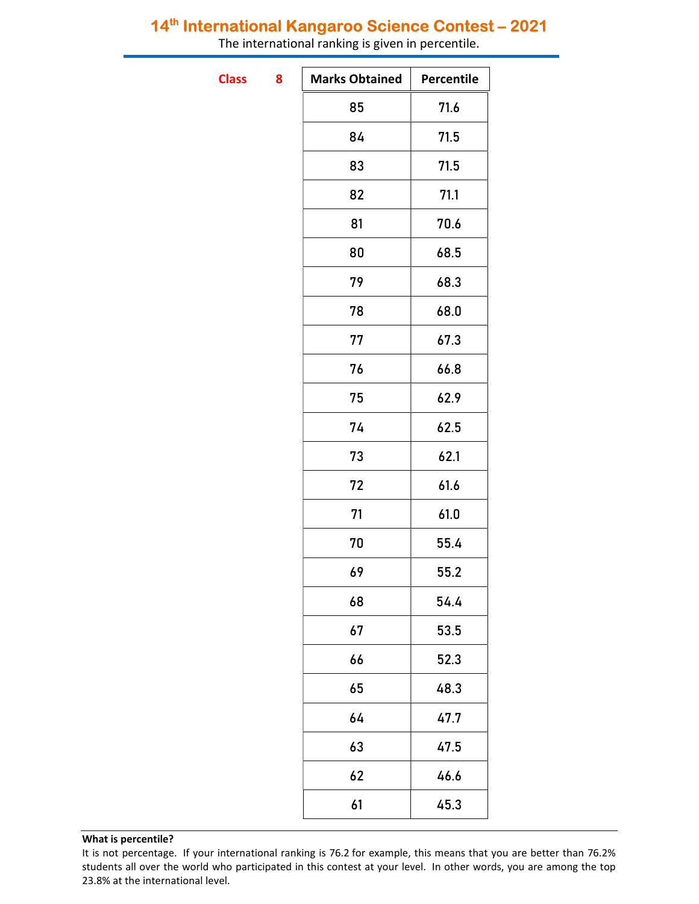# 14th International Kangaroo Science Contest – 2021

The international ranking is given in percentile.

**Class 8**

| Marks Obtained | Percentile |
|---|---|
| 85 | 71.6 |
| 84 | 71.5 |
| 83 | 71.5 |
| 82 | 71.1 |
| 81 | 70.6 |
| 80 | 68.5 |
| 79 | 68.3 |
| 78 | 68.0 |
| 77 | 67.3 |
| 76 | 66.8 |
| 75 | 62.9 |
| 74 | 62.5 |
| 73 | 62.1 |
| 72 | 61.6 |
| 71 | 61.0 |
| 70 | 55.4 |
| 69 | 55.2 |
| 68 | 54.4 |
| 67 | 53.5 |
| 66 | 52.3 |
| 65 | 48.3 |
| 64 | 47.7 |
| 63 | 47.5 |
| 62 | 46.6 |
| 61 | 45.3 |

**What is percentile?**

It is not percentage. If your international ranking is 76.2 for example, this means that you are better than 76.2% students all over the world who participated in this contest at your level. In other words, you are among the top 23.8% at the international level.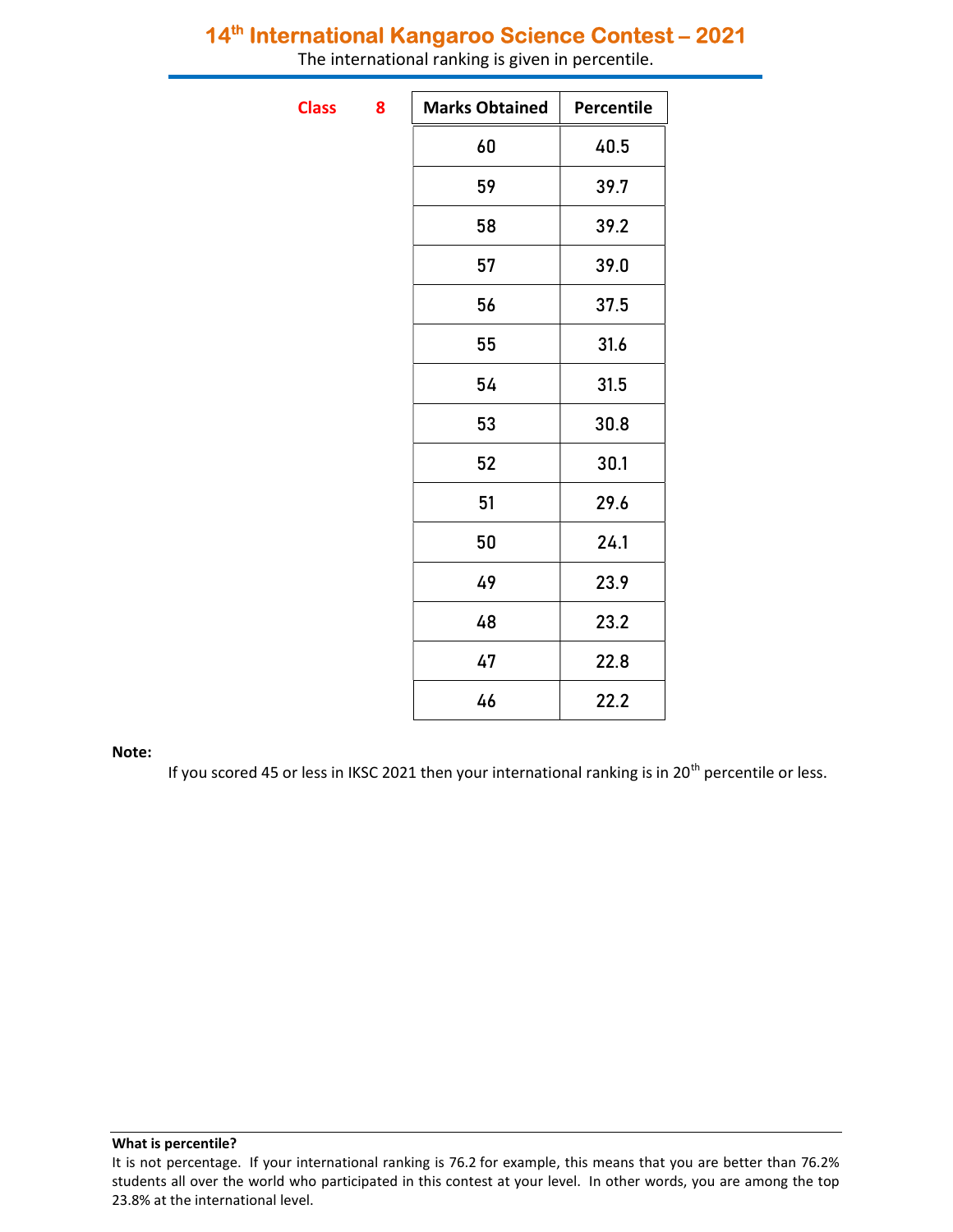# 14th International Kangaroo Science Contest – 2021

The international ranking is given in percentile.

**Class 8**

| Marks Obtained | Percentile |
|---|---|
| 60 | 40.5 |
| 59 | 39.7 |
| 58 | 39.2 |
| 57 | 39.0 |
| 56 | 37.5 |
| 55 | 31.6 |
| 54 | 31.5 |
| 53 | 30.8 |
| 52 | 30.1 |
| 51 | 29.6 |
| 50 | 24.1 |
| 49 | 23.9 |
| 48 | 23.2 |
| 47 | 22.8 |
| 46 | 22.2 |

**Note:**

If you scored 45 or less in IKSC 2021 then your international ranking is in 20th percentile or less.

**What is percentile?**

It is not percentage. If your international ranking is 76.2 for example, this means that you are better than 76.2% students all over the world who participated in this contest at your level. In other words, you are among the top 23.8% at the international level.